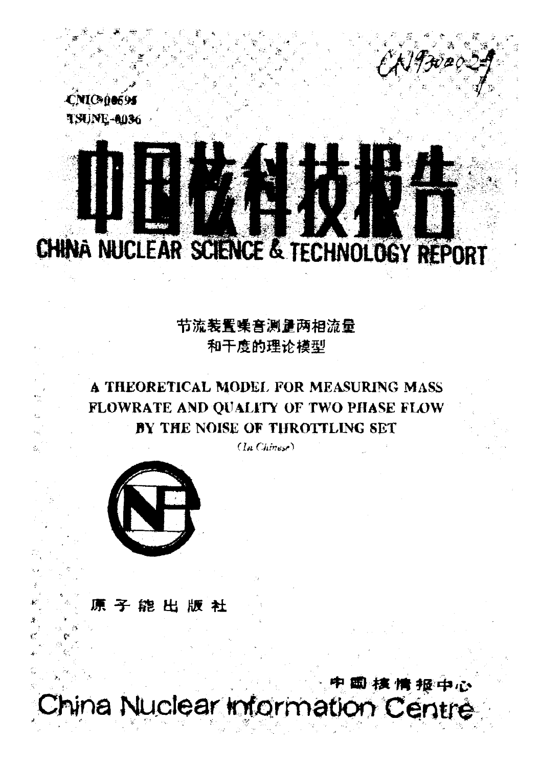CN9302029

CNIC-00595
TSUNE-0036

# 中国核科技报告

# CHINA NUCLEAR SCIENCE & TECHNOLOGY REPORT

## 节流装置噪音测量两相流量和干度的理论模型

## A THEORETICAL MODEL FOR MEASURING MASS FLOWRATE AND QUALITY OF TWO PHASE FLOW BY THE NOISE OF THROTTLING SET

*(In Chinese)*

原子能出版社

中国核情报中心

China Nuclear Information Centre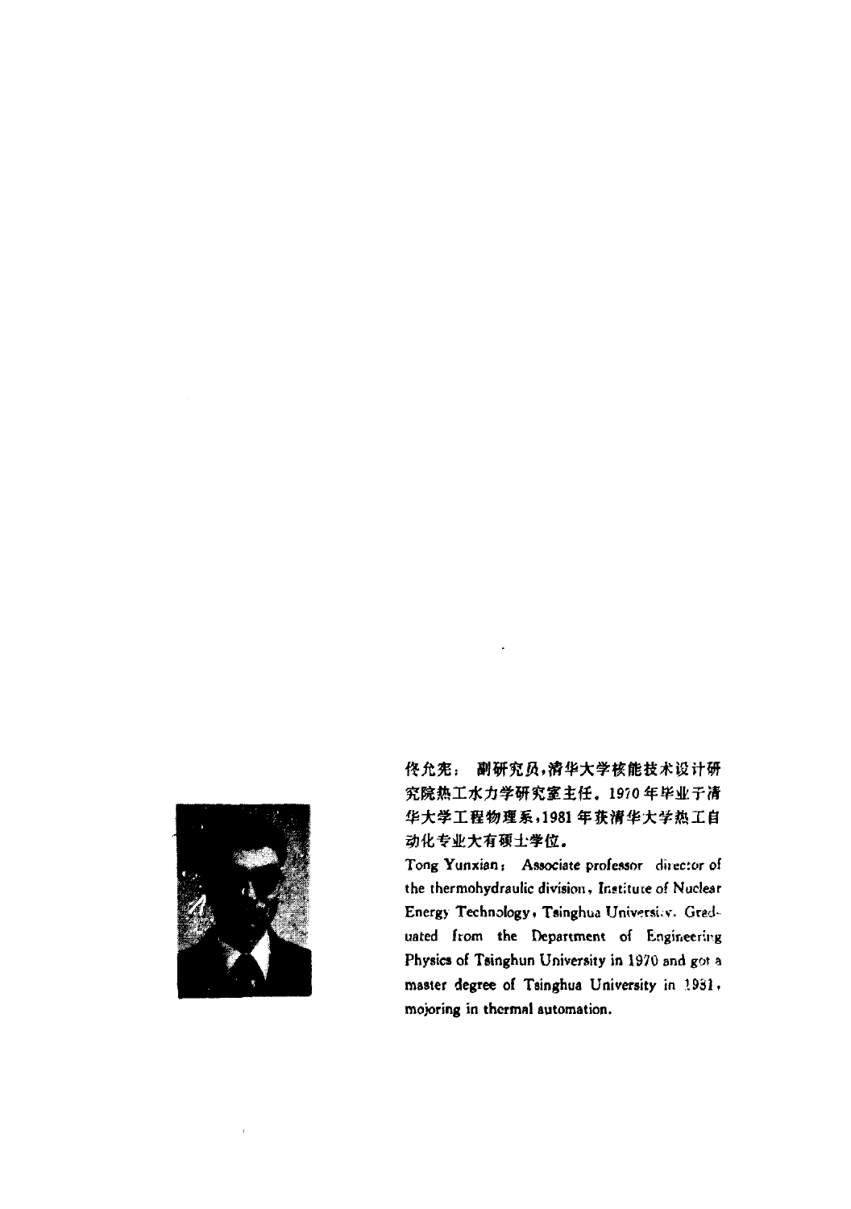佟允宪： 副研究员，清华大学核能技术设计研究院热工水力学研究室主任。1970年毕业于清华大学工程物理系，1981年获清华大学热工自动化专业大有硕士学位。

Tong Yunxian: Associate professor director of the thermohydraulic division, Institute of Nuclear Energy Technology, Tsinghua University. Graduated from the Department of Engineering Physics of Tsinghun University in 1970 and got a master degree of Tsinghua University in 1981, mojoring in thermal automation.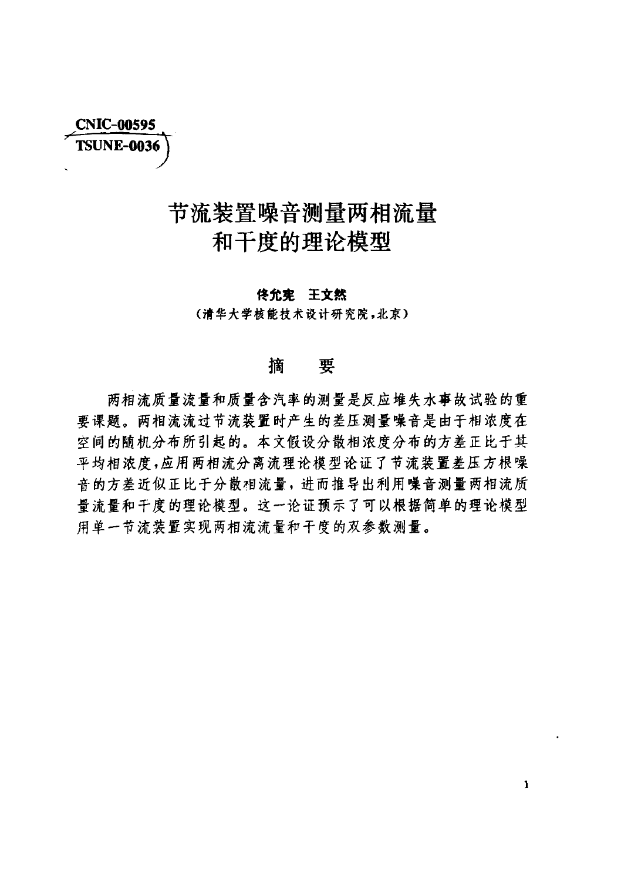CNIC-00595

TSUNE-0036

# 节流装置噪音测量两相流量和干度的理论模型

**佟允宪　王文然**

（清华大学核能技术设计研究院，北京）

## 摘　要

两相流质量流量和质量含汽率的测量是反应堆失水事故试验的重要课题。两相流流过节流装置时产生的差压测量噪音是由于相浓度在空间的随机分布所引起的。本文假设分散相浓度分布的方差正比于其平均相浓度，应用两相流分离流理论模型论证了节流装置差压方根噪音的方差近似正比于分散相流量，进而推导出利用噪音测量两相流质量流量和干度的理论模型。这一论证预示了可以根据简单的理论模型用单一节流装置实现两相流流量和干度的双参数测量。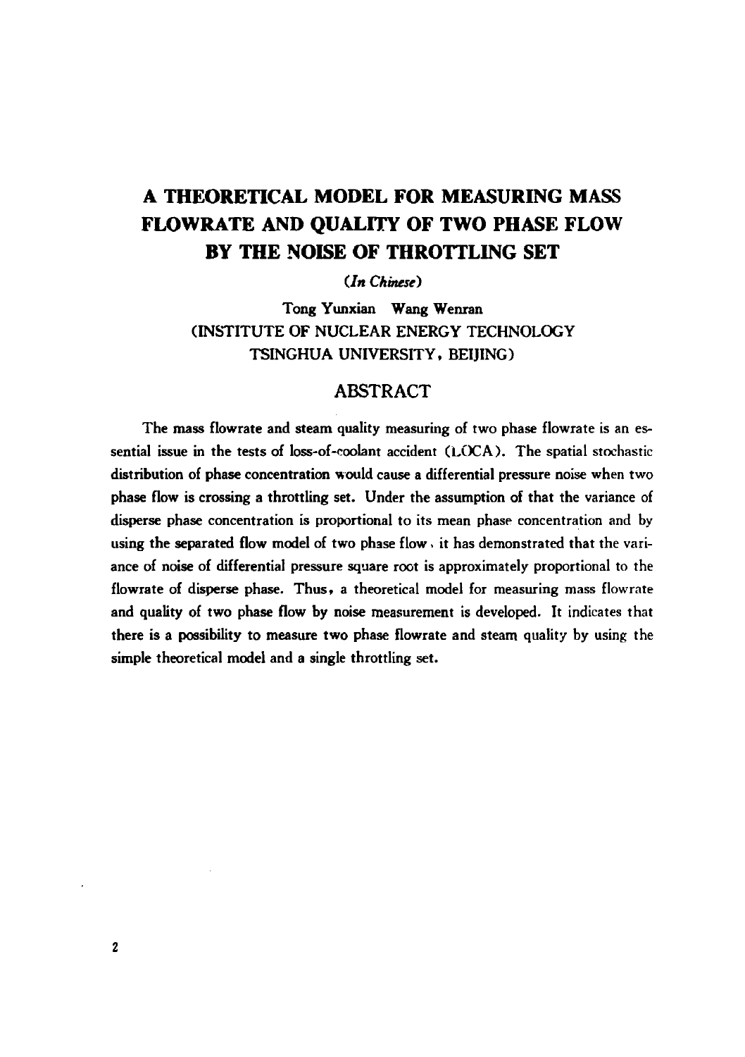# A THEORETICAL MODEL FOR MEASURING MASS FLOWRATE AND QUALITY OF TWO PHASE FLOW BY THE NOISE OF THROTTLING SET

*(In Chinese)*

Tong Yunxian Wang Wenran
(INSTITUTE OF NUCLEAR ENERGY TECHNOLOGY
TSINGHUA UNIVERSITY, BEIJING)

## ABSTRACT

The mass flowrate and steam quality measuring of two phase flowrate is an essential issue in the tests of loss-of-coolant accident (LOCA). The spatial stochastic distribution of phase concentration would cause a differential pressure noise when two phase flow is crossing a throttling set. Under the assumption of that the variance of disperse phase concentration is proportional to its mean phase concentration and by using the separated flow model of two phase flow, it has demonstrated that the variance of noise of differential pressure square root is approximately proportional to the flowrate of disperse phase. Thus, a theoretical model for measuring mass flowrate and quality of two phase flow by noise measurement is developed. It indicates that there is a possibility to measure two phase flowrate and steam quality by using the simple theoretical model and a single throttling set.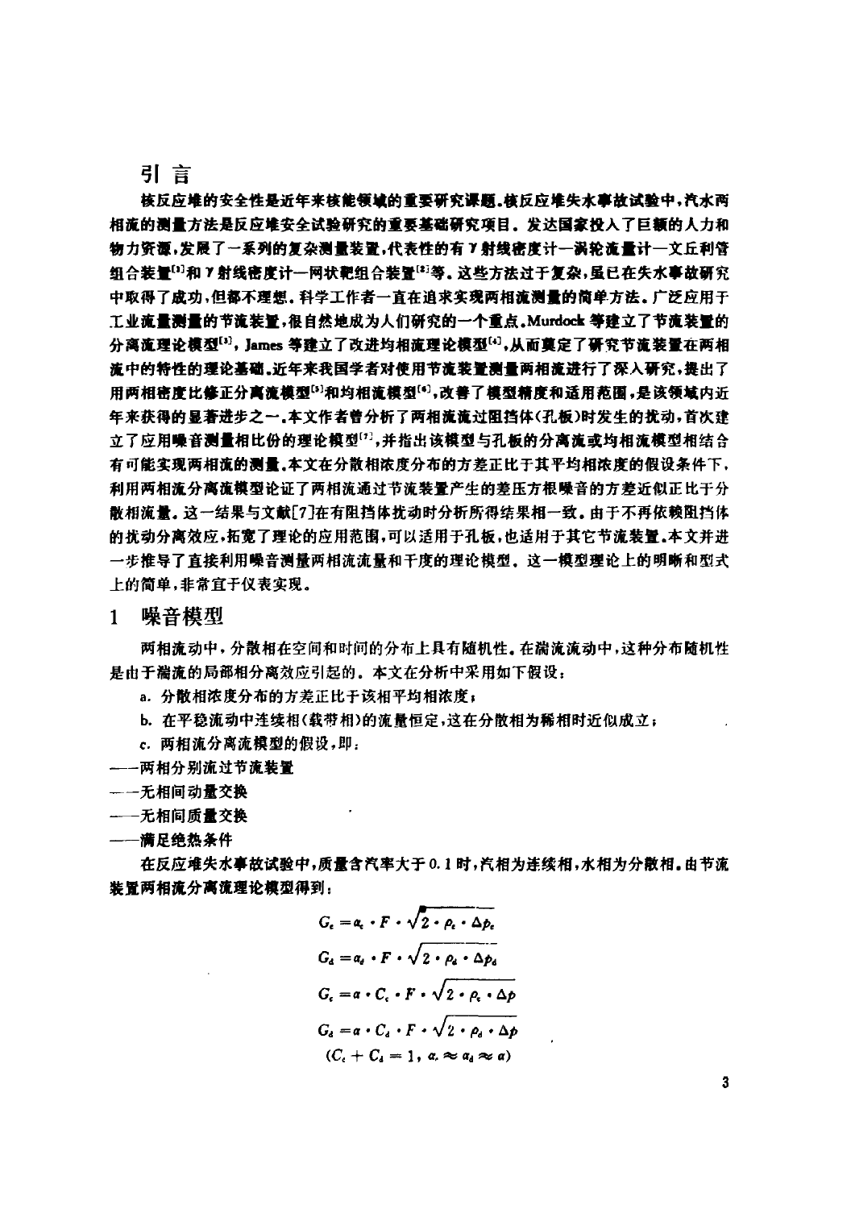## 引 言

核反应堆的安全性是近年来核能领域的重要研究课题。核反应堆失水事故试验中，汽水两相流的测量方法是反应堆安全试验研究的重要基础研究项目。发达国家投入了巨额的人力和物力资源，发展了一系列的复杂测量装置，代表性的有γ射线密度计—涡轮流量计—文丘利管组合装置[1]和γ射线密度计—网状靶组合装置[2]等。这些方法过于复杂，虽已在失水事故研究中取得了成功，但都不理想。科学工作者一直在追求实现两相流测量的简单方法。广泛应用于工业流量测量的节流装置，很自然地成为人们研究的一个重点。Murdock 等建立了节流装置的分离流理论模型[3]，James 等建立了改进均相流理论模型[4]，从而奠定了研究节流装置在两相流中的特性的理论基础。近年来我国学者对使用节流装置测量两相流进行了深入研究，提出了用两相密度比修正分离流模型[5]和均相流模型[6]，改善了模型精度和适用范围，是该领域内近年来获得的显著进步之一。本文作者曾分析了两相流流过阻挡体（孔板）时发生的扰动，首次建立了应用噪音测量相比份的理论模型[7]，并指出该模型与孔板的分离流或均相流模型相结合有可能实现两相流的测量。本文在分散相浓度分布的方差正比于其平均相浓度的假设条件下，利用两相流分离流模型论证了两相流通过节流装置产生的差压方根噪音的方差近似正比于分散相流量。这一结果与文献[7]在有阻挡体扰动时分析所得结果相一致。由于不再依赖阻挡体的扰动分离效应，拓宽了理论的应用范围，可以适用于孔板，也适用于其它节流装置。本文并进一步推导了直接利用噪音测量两相流流量和干度的理论模型。这一模型理论上的明晰和型式上的简单，非常宜于仪表实现。

## 1 噪音模型

两相流动中，分散相在空间和时间的分布上具有随机性。在湍流流动中，这种分布随机性是由于湍流的局部相分离效应引起的。本文在分析中采用如下假设：

a. 分散相浓度分布的方差正比于该相平均相浓度；

b. 在平稳流动中连续相（载带相）的流量恒定，这在分散相为稀相时近似成立；

c. 两相流分离流模型的假设，即：

——两相分别流过节流装置

——无相间动量交换

——无相间质量交换

——满足绝热条件

在反应堆失水事故试验中，质量含汽率大于 0.1 时，汽相为连续相，水相为分散相。由节流装置两相流分离流理论模型得到：

$$G_c = \alpha_c \cdot F \cdot \sqrt{2 \cdot \rho_c \cdot \Delta p_c}$$

$$G_d = \alpha_d \cdot F \cdot \sqrt{2 \cdot \rho_d \cdot \Delta p_d}$$

$$G_c = \alpha \cdot C_c \cdot F \cdot \sqrt{2 \cdot \rho_c \cdot \Delta p}$$

$$G_d = \alpha \cdot C_d \cdot F \cdot \sqrt{2 \cdot \rho_d \cdot \Delta p}$$

$$(C_c + C_d = 1,\ \alpha_c \approx \alpha_d \approx \alpha)$$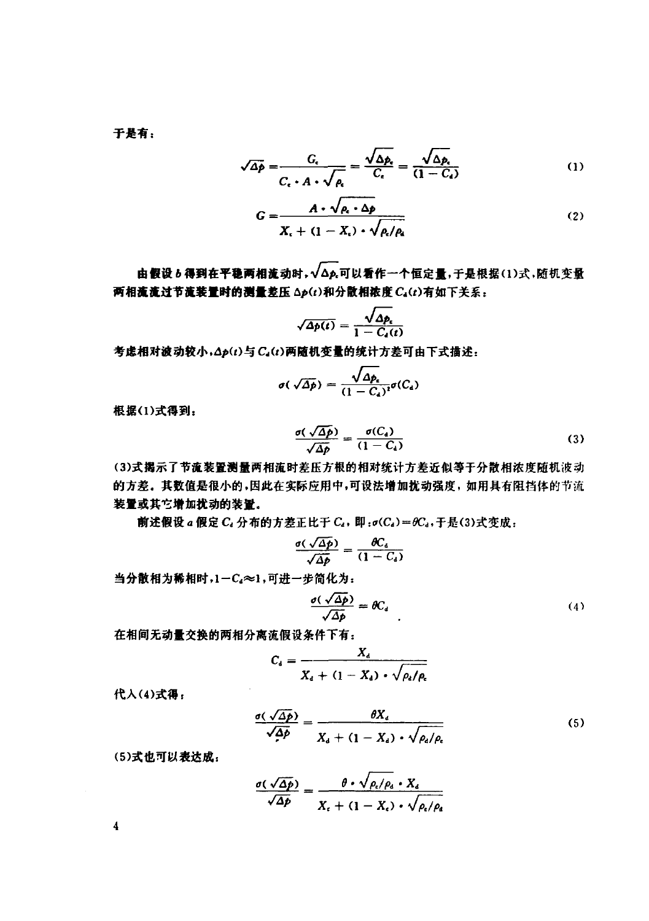于是有：

$$\sqrt{\Delta p}=\frac{G_c}{C_c\cdot A\cdot\sqrt{\rho_c}}=\frac{\sqrt{\Delta p_c}}{C_c}=\frac{\sqrt{\Delta p_c}}{(1-C_d)} \tag{1}$$

$$G=\frac{A\cdot\sqrt{\rho_c\cdot\Delta p}}{X_c+(1-X_c)\cdot\sqrt{\rho_c/\rho_d}} \tag{2}$$

由假设 $b$ 得到在平稳两相流动时，$\sqrt{\Delta p_c}$ 可以看作一个恒定量，于是根据(1)式，随机变量两相流流过节流装置时的测量差压 $\Delta p(t)$ 和分散相浓度 $C_d(t)$ 有如下关系：

$$\sqrt{\Delta p(t)}=\frac{\sqrt{\Delta p_c}}{1-C_d(t)}$$

考虑相对波动较小，$\Delta p(t)$ 与 $C_d(t)$ 两随机变量的统计方差可由下式描述：

$$\sigma(\sqrt{\Delta p})=\frac{\sqrt{\Delta p_c}}{(1-C_d)^2}\sigma(C_d)$$

根据(1)式得到：

$$\frac{\sigma(\sqrt{\Delta p})}{\sqrt{\Delta p}}=\frac{\sigma(C_d)}{(1-C_d)} \tag{3}$$

(3)式揭示了节流装置测量两相流时差压方根的相对统计方差近似等于分散相浓度随机波动的方差。其数值是很小的，因此在实际应用中，可设法增加扰动强度，如用具有阻挡体的节流装置或其它增加扰动的装置。

前述假设 $a$ 假定 $C_d$ 分布的方差正比于 $C_d$，即：$\sigma(C_d)=\theta C_d$，于是(3)式变成：

$$\frac{\sigma(\sqrt{\Delta p})}{\sqrt{\Delta p}}=\frac{\theta C_d}{(1-C_d)}$$

当分散相为稀相时，$1-C_d\approx 1$，可进一步简化为：

$$\frac{\sigma(\sqrt{\Delta p})}{\sqrt{\Delta p}}=\theta C_d \tag{4}$$

在相间无动量交换的两相分离流假设条件下有：

$$C_d=\frac{X_d}{X_d+(1-X_d)\cdot\sqrt{\rho_d/\rho_c}}$$

代入(4)式得：

$$\frac{\sigma(\sqrt{\Delta p})}{\sqrt{\Delta p}}=\frac{\theta X_d}{X_d+(1-X_d)\cdot\sqrt{\rho_d/\rho_c}} \tag{5}$$

(5)式也可以表达成：

$$\frac{\sigma(\sqrt{\Delta p})}{\sqrt{\Delta p}}=\frac{\theta\cdot\sqrt{\rho_c/\rho_d}\cdot X_d}{X_c+(1-X_c)\cdot\sqrt{\rho_c/\rho_d}}$$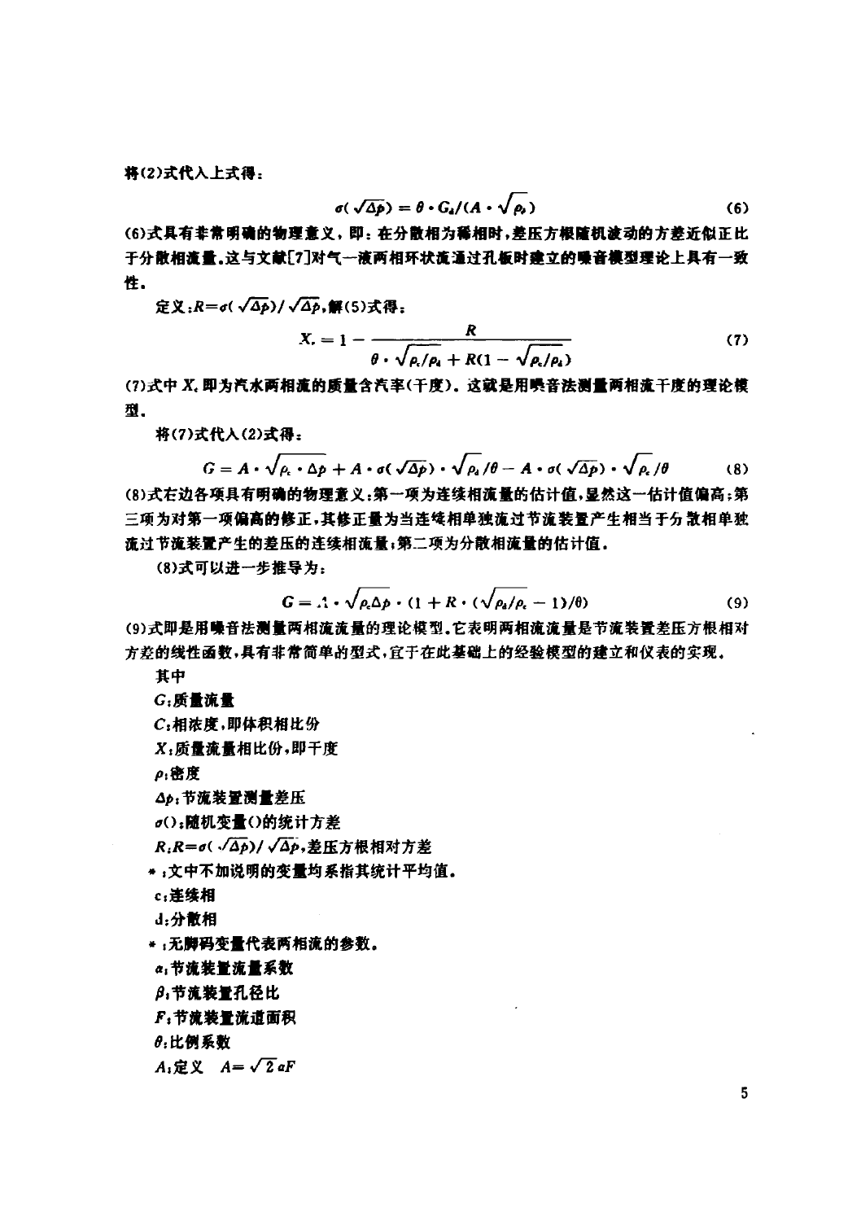将(2)式代入上式得：

$$\sigma(\sqrt{\Delta p}) = \theta \cdot G_d / (A \cdot \sqrt{\rho_d}) \tag{6}$$

(6)式具有非常明确的物理意义，即：在分散相为稀相时，差压方根随机波动的方差近似正比于分散相流量。这与文献[7]对气—液两相环状流通过孔板时建立的噪音模型理论上具有一致性。

定义：$R=\sigma(\sqrt{\Delta p})/\sqrt{\Delta p}$，解(5)式得：

$$X_c = 1 - \frac{R}{\theta \cdot \sqrt{\rho_c/\rho_d} + R(1-\sqrt{\rho_c/\rho_d})} \tag{7}$$

(7)式中 $X_c$ 即为汽水两相流的质量含汽率(干度)。这就是用噪音法测量两相流干度的理论模型。

将(7)式代入(2)式得：

$$G = A \cdot \sqrt{\rho_c \cdot \Delta p} + A \cdot \sigma(\sqrt{\Delta p}) \cdot \sqrt{\rho_d}/\theta - A \cdot \sigma(\sqrt{\Delta p}) \cdot \sqrt{\rho_c}/\theta \tag{8}$$

(8)式右边各项具有明确的物理意义：第一项为连续相流量的估计值，显然这一估计值偏高；第三项为对第一项偏高的修正，其修正量为当连续相单独流过节流装置产生相当于分散相单独流过节流装置产生的差压的连续相流量；第二项为分散相流量的估计值。

(8)式可以进一步推导为：

$$G = A \cdot \sqrt{\rho_c \Delta p} \cdot (1 + R \cdot (\sqrt{\rho_d/\rho_c} - 1)/\theta) \tag{9}$$

(9)式即是用噪音法测量两相流流量的理论模型。它表明两相流流量是节流装置差压方根相对方差的线性函数，具有非常简单的型式，宜于在此基础上的经验模型的建立和仪表的实现。

其中

$G$：质量流量

$C$：相浓度，即体积相比份

$X$：质量流量相比份，即干度

$\rho$：密度

$\Delta p$：节流装置测量差压

$\sigma()$：随机变量()的统计方差

$R$：$R=\sigma(\sqrt{\Delta p})/\sqrt{\Delta p}$，差压方根相对方差

*：文中不加说明的变量均系指其统计平均值。

c：连续相

d：分散相

*：无脚码变量代表两相流的参数。

$\alpha$：节流装置流量系数

$\beta$：节流装置孔径比

$F$：节流装置流道面积

$\theta$：比例系数

$A$：定义 $A=\sqrt{2}\alpha F$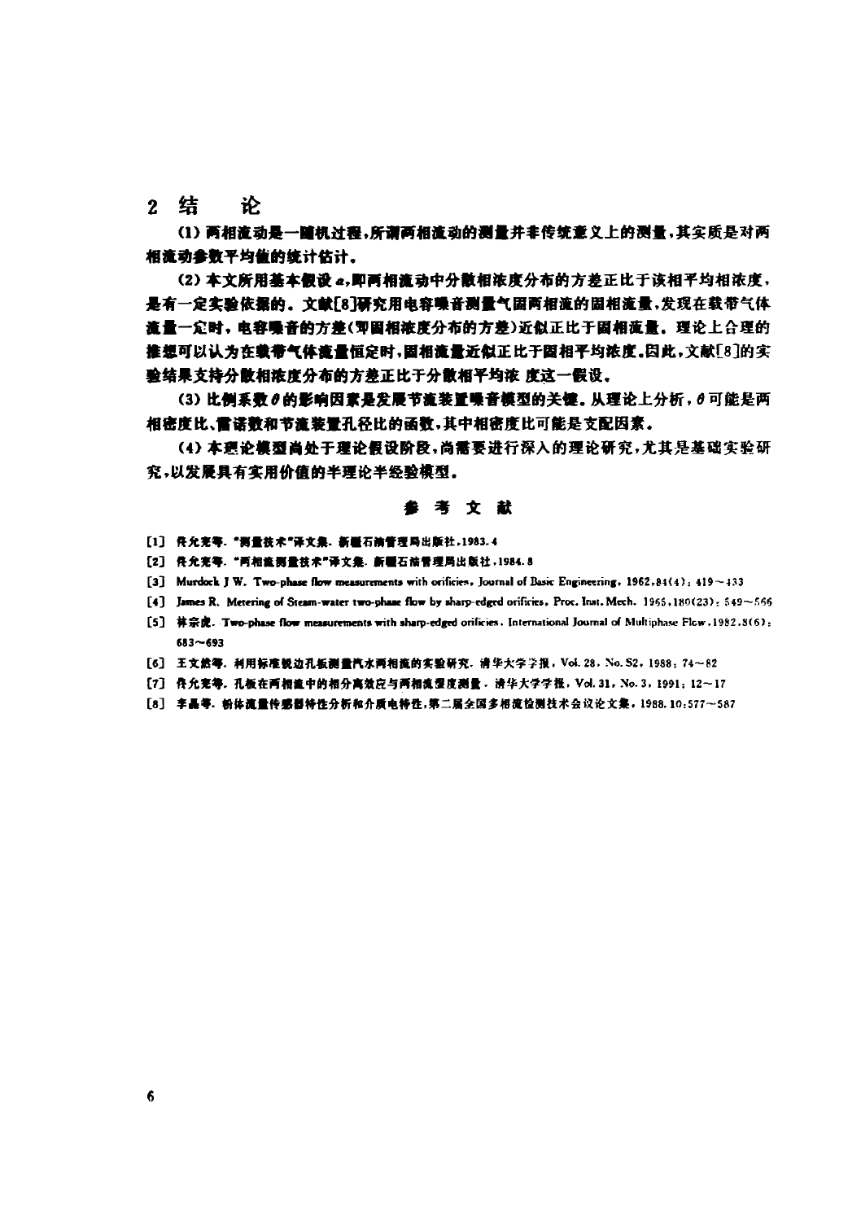## 2 结　论

(1) 两相流动是一随机过程，所谓两相流动的测量并非传统意义上的测量，其实质是对两相流动参数平均值的统计估计。

(2) 本文所用基本假设 $a$，即两相流动中分散相浓度分布的方差正比于该相平均相浓度，是有一定实验依据的。文献[8]研究用电容噪音测量气固两相流的固相流量，发现在载带气体流量一定时，电容噪音的方差(即固相浓度分布的方差)近似正比于固相流量。理论上合理的推想可以认为在载带气体流量恒定时，固相流量近似正比于固相平均浓度。因此，文献[8]的实验结果支持分散相浓度分布的方差正比于分散相平均浓度这一假设。

(3) 比例系数 $\theta$ 的影响因素是发展节流装置噪音模型的关键。从理论上分析，$\theta$ 可能是两相密度比、雷诺数和节流装置孔径比的函数，其中相密度比可能是支配因素。

(4) 本理论模型尚处于理论假设阶段，尚需要进行深入的理论研究，尤其是基础实验研究，以发展具有实用价值的半理论半经验模型。

## 参 考 文 献

[1] 佟允宪等. "测量技术"译文集. 新疆石油管理局出版社，1983.4

[2] 佟允宪等. "两相流测量技术"译文集. 新疆石油管理局出版社，1984.8

[3] Murdock J W. Two-phase flow measurements with orifices, Journal of Basic Engineering, 1962,84(4): 419~433

[4] James R. Metering of Steam-water two-phase flow by sharp-edged orifices, Proc. Inst. Mech. 1965,180(23): 549~566

[5] 林宗虎. Two-phase flow measurements with sharp-edged orifices, International Journal of Multiphase Flow, 1982,8(6): 683~693

[6] 王文然等. 利用标准锐边孔板测量汽水两相流的实验研究. 清华大学学报, Vol. 28, No. S2, 1988: 74~82

[7] 佟允宪等. 孔板在两相流中的相分离效应与两相流型度测量. 清华大学学报, Vol. 31, No. 3, 1991: 12~17

[8] 李晶等. 粉体流量传感器特性分析和介质电特性，第二届全国多相流检测技术会议论文集，1988.10:577~587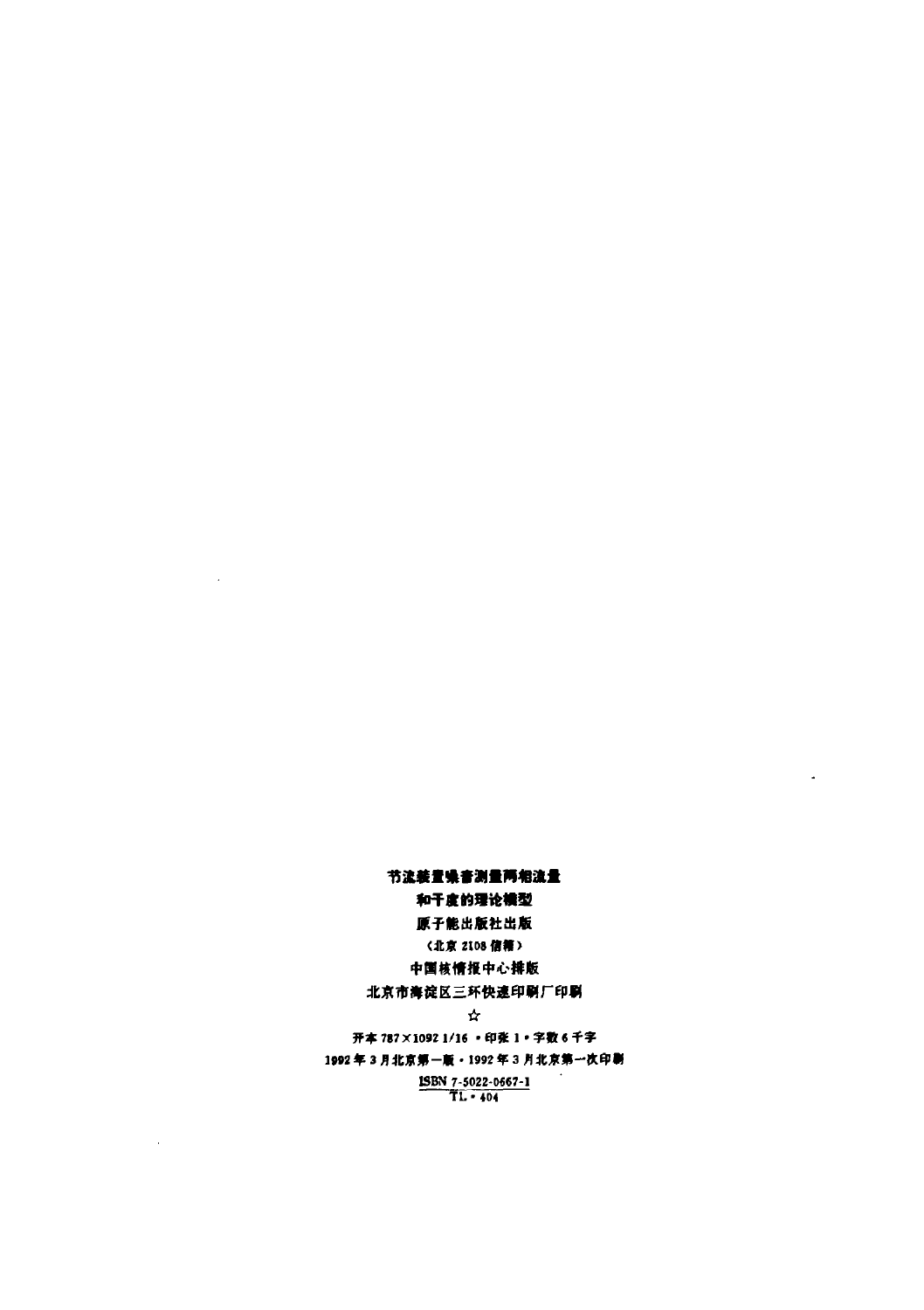节流装置噪音测量两相流量

和干度的理论模型

原子能出版社出版

（北京 2108 信箱）

中国核情报中心排版

北京市海淀区三环快速印刷厂印刷

☆

开本 787×1092 1/16 · 印张 1 · 字数 6 千字

1992 年 3 月北京第一版 · 1992 年 3 月北京第一次印刷

ISBN 7-5022-0667-1

TL · 404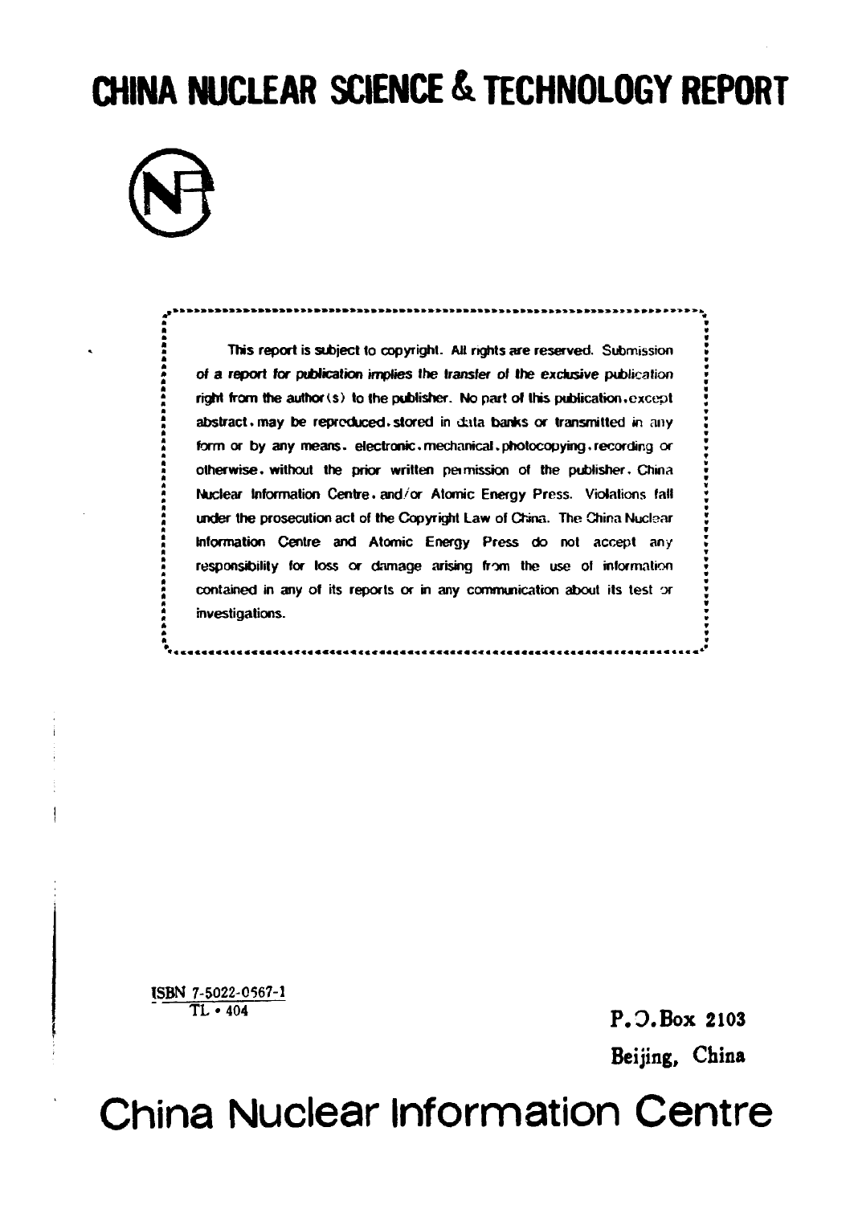# CHINA NUCLEAR SCIENCE & TECHNOLOGY REPORT

This report is subject to copyright. All rights are reserved. Submission of a report for publication implies the transfer of the exclusive publication right from the author(s) to the publisher. No part of this publication, except abstract, may be reproduced, stored in data banks or transmitted in any form or by any means, electronic, mechanical, photocopying, recording or otherwise, without the prior written permission of the publisher, China Nuclear Information Centre, and/or Atomic Energy Press. Violations fall under the prosecution act of the Copyright Law of China. The China Nuclear Information Centre and Atomic Energy Press do not accept any responsibility for loss or damage arising from the use of information contained in any of its reports or in any communication about its test or investigations.

ISBN 7-5022-0567-1
TL・404

**P.O.Box 2103**
**Beijing, China**

# China Nuclear Information Centre